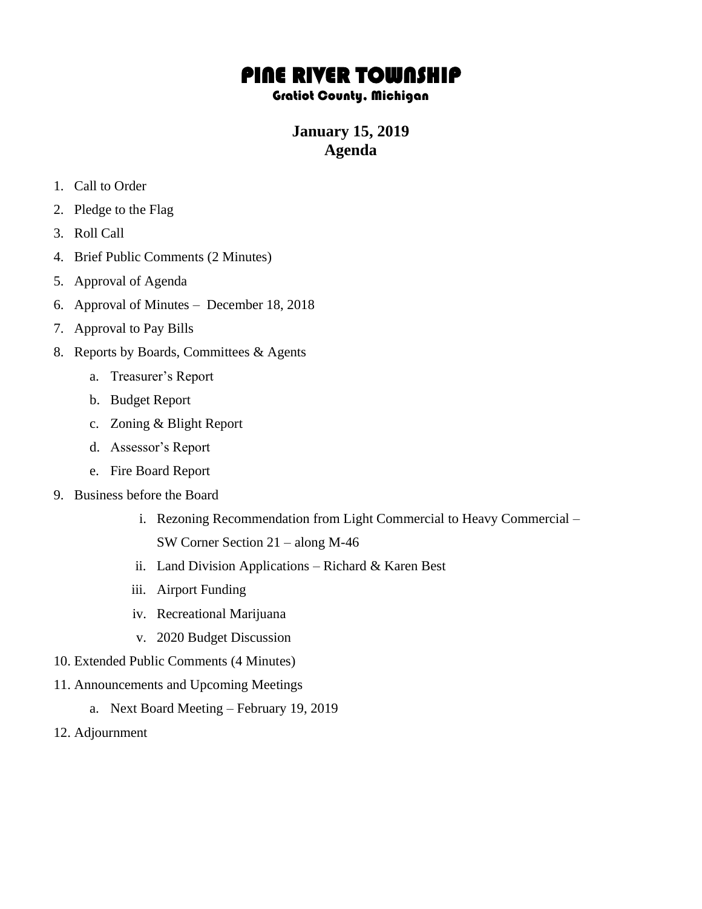# PINE RIVER TOWNSHIP

## Gratiot County, Michigan

**January 15, 2019**
**Agenda**

1. Call to Order
2. Pledge to the Flag
3. Roll Call
4. Brief Public Comments (2 Minutes)
5. Approval of Agenda
6. Approval of Minutes – December 18, 2018
7. Approval to Pay Bills
8. Reports by Boards, Committees & Agents
   a. Treasurer's Report
   b. Budget Report
   c. Zoning & Blight Report
   d. Assessor's Report
   e. Fire Board Report
9. Business before the Board
   i. Rezoning Recommendation from Light Commercial to Heavy Commercial – SW Corner Section 21 – along M-46
   ii. Land Division Applications – Richard & Karen Best
   iii. Airport Funding
   iv. Recreational Marijuana
   v. 2020 Budget Discussion
10. Extended Public Comments (4 Minutes)
11. Announcements and Upcoming Meetings
    a. Next Board Meeting – February 19, 2019
12. Adjournment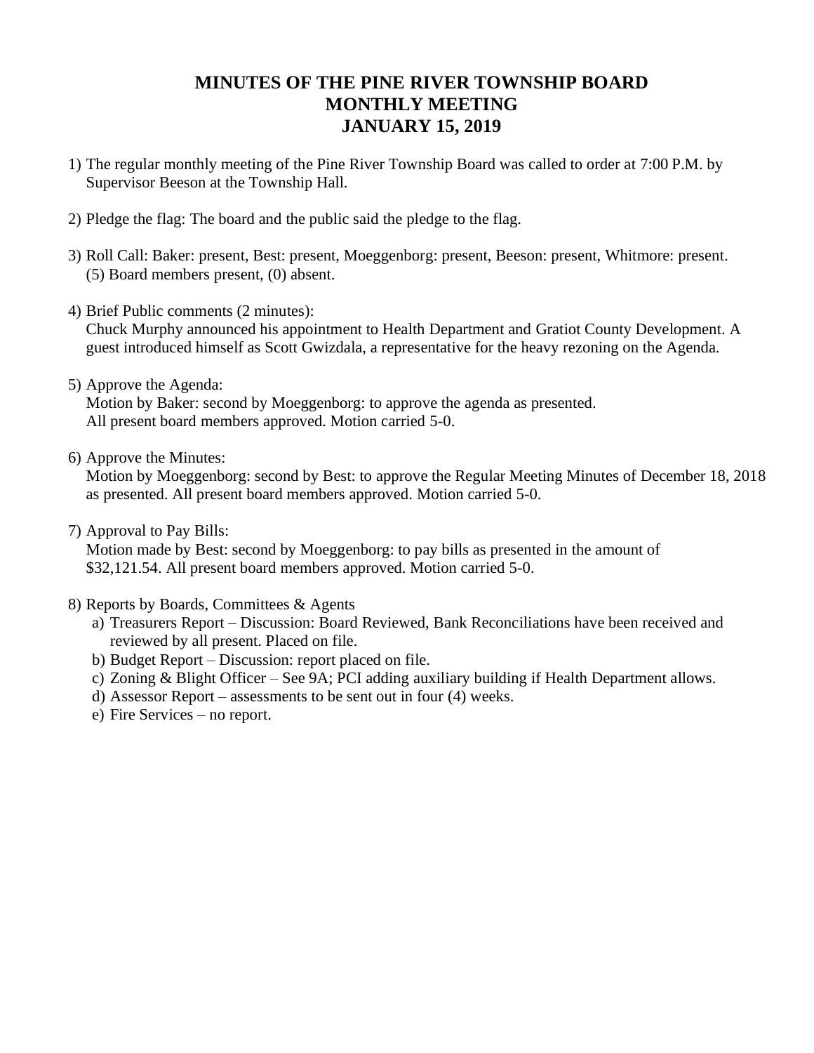# MINUTES OF THE PINE RIVER TOWNSHIP BOARD
# MONTHLY MEETING
# JANUARY 15, 2019

1) The regular monthly meeting of the Pine River Township Board was called to order at 7:00 P.M. by Supervisor Beeson at the Township Hall.

2) Pledge the flag: The board and the public said the pledge to the flag.

3) Roll Call: Baker: present, Best: present, Moeggenborg: present, Beeson: present, Whitmore: present. (5) Board members present, (0) absent.

4) Brief Public comments (2 minutes):
   Chuck Murphy announced his appointment to Health Department and Gratiot County Development. A guest introduced himself as Scott Gwizdala, a representative for the heavy rezoning on the Agenda.

5) Approve the Agenda:
   Motion by Baker: second by Moeggenborg: to approve the agenda as presented.
   All present board members approved. Motion carried 5-0.

6) Approve the Minutes:
   Motion by Moeggenborg: second by Best: to approve the Regular Meeting Minutes of December 18, 2018 as presented. All present board members approved. Motion carried 5-0.

7) Approval to Pay Bills:
   Motion made by Best: second by Moeggenborg: to pay bills as presented in the amount of $32,121.54. All present board members approved. Motion carried 5-0.

8) Reports by Boards, Committees & Agents
   a) Treasurers Report – Discussion: Board Reviewed, Bank Reconciliations have been received and reviewed by all present. Placed on file.
   b) Budget Report – Discussion: report placed on file.
   c) Zoning & Blight Officer – See 9A; PCI adding auxiliary building if Health Department allows.
   d) Assessor Report – assessments to be sent out in four (4) weeks.
   e) Fire Services – no report.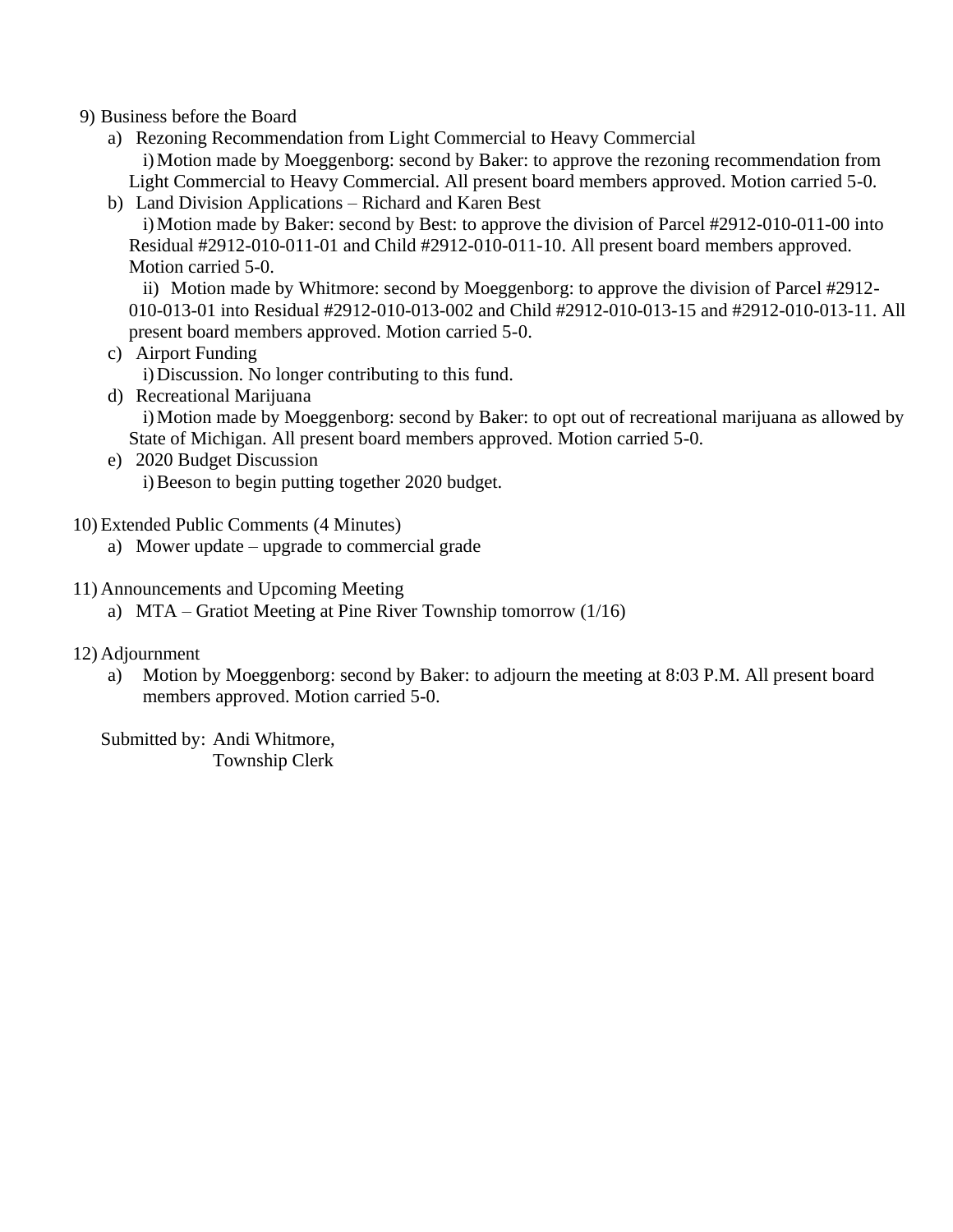9) Business before the Board
   a) Rezoning Recommendation from Light Commercial to Heavy Commercial
      i) Motion made by Moeggenborg: second by Baker: to approve the rezoning recommendation from Light Commercial to Heavy Commercial. All present board members approved. Motion carried 5-0.
   b) Land Division Applications – Richard and Karen Best
      i) Motion made by Baker: second by Best: to approve the division of Parcel #2912-010-011-00 into Residual #2912-010-011-01 and Child #2912-010-011-10. All present board members approved. Motion carried 5-0.
      ii) Motion made by Whitmore: second by Moeggenborg: to approve the division of Parcel #2912-010-013-01 into Residual #2912-010-013-002 and Child #2912-010-013-15 and #2912-010-013-11. All present board members approved. Motion carried 5-0.
   c) Airport Funding
      i) Discussion. No longer contributing to this fund.
   d) Recreational Marijuana
      i) Motion made by Moeggenborg: second by Baker: to opt out of recreational marijuana as allowed by State of Michigan. All present board members approved. Motion carried 5-0.
   e) 2020 Budget Discussion
      i) Beeson to begin putting together 2020 budget.

10) Extended Public Comments (4 Minutes)
   a) Mower update – upgrade to commercial grade

11) Announcements and Upcoming Meeting
   a) MTA – Gratiot Meeting at Pine River Township tomorrow (1/16)

12) Adjournment
   a) Motion by Moeggenborg: second by Baker: to adjourn the meeting at 8:03 P.M. All present board members approved. Motion carried 5-0.

Submitted by: Andi Whitmore,
Township Clerk